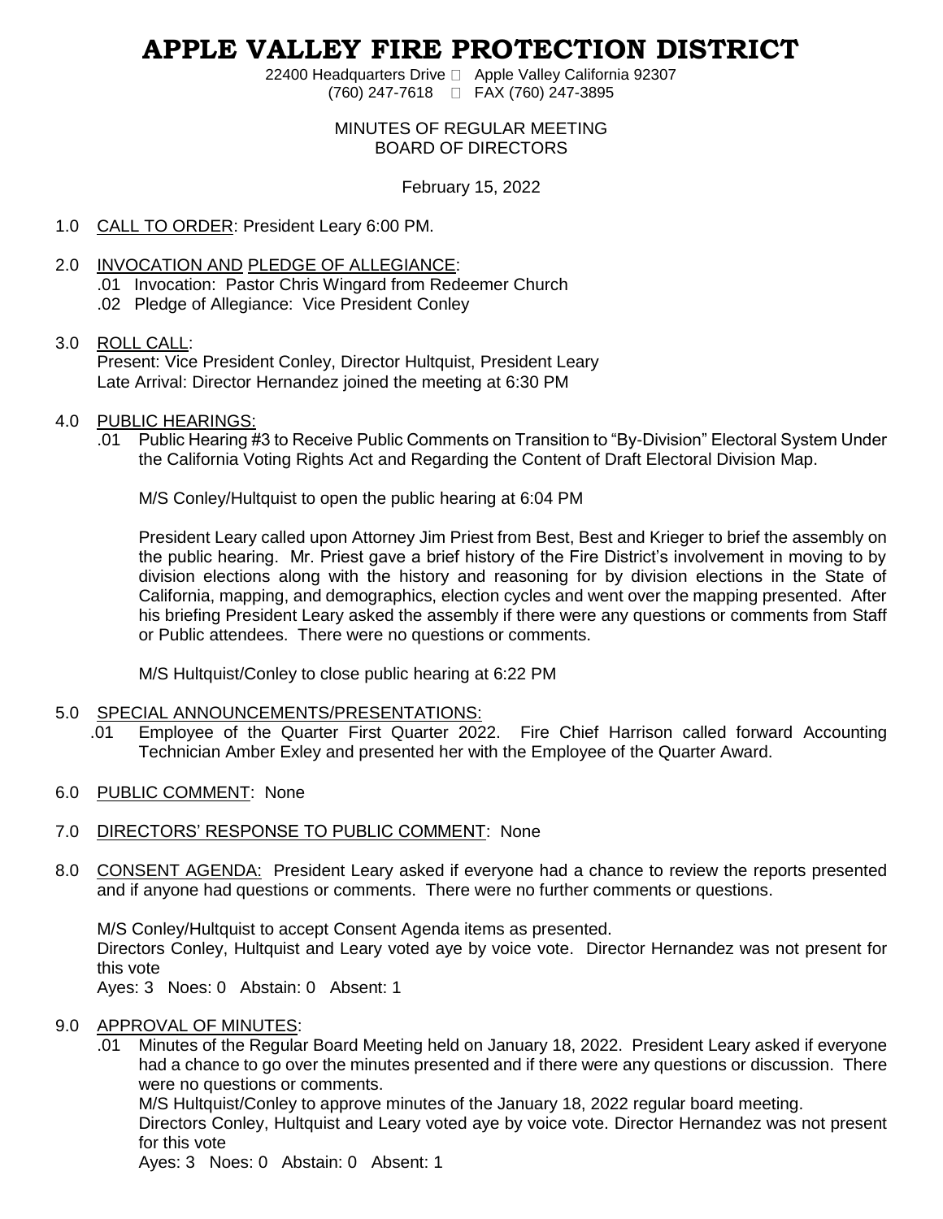# APPLE VALLEY FIRE PROTECTION DISTRICT

22400 Headquarters Drive  Apple Valley California 92307
(760) 247-7618  FAX (760) 247-3895

MINUTES OF REGULAR MEETING
BOARD OF DIRECTORS

February 15, 2022

1.0 CALL TO ORDER: President Leary 6:00 PM.

2.0 INVOCATION AND PLEDGE OF ALLEGIANCE:
- .01 Invocation: Pastor Chris Wingard from Redeemer Church
- .02 Pledge of Allegiance: Vice President Conley

3.0 ROLL CALL:
Present: Vice President Conley, Director Hultquist, President Leary
Late Arrival: Director Hernandez joined the meeting at 6:30 PM

4.0 PUBLIC HEARINGS:

.01 Public Hearing #3 to Receive Public Comments on Transition to "By-Division" Electoral System Under the California Voting Rights Act and Regarding the Content of Draft Electoral Division Map.

M/S Conley/Hultquist to open the public hearing at 6:04 PM

President Leary called upon Attorney Jim Priest from Best, Best and Krieger to brief the assembly on the public hearing. Mr. Priest gave a brief history of the Fire District's involvement in moving to by division elections along with the history and reasoning for by division elections in the State of California, mapping, and demographics, election cycles and went over the mapping presented. After his briefing President Leary asked the assembly if there were any questions or comments from Staff or Public attendees. There were no questions or comments.

M/S Hultquist/Conley to close public hearing at 6:22 PM

5.0 SPECIAL ANNOUNCEMENTS/PRESENTATIONS:

.01 Employee of the Quarter First Quarter 2022. Fire Chief Harrison called forward Accounting Technician Amber Exley and presented her with the Employee of the Quarter Award.

6.0 PUBLIC COMMENT: None

7.0 DIRECTORS' RESPONSE TO PUBLIC COMMENT: None

8.0 CONSENT AGENDA: President Leary asked if everyone had a chance to review the reports presented and if anyone had questions or comments. There were no further comments or questions.

M/S Conley/Hultquist to accept Consent Agenda items as presented.
Directors Conley, Hultquist and Leary voted aye by voice vote. Director Hernandez was not present for this vote
Ayes: 3 Noes: 0 Abstain: 0 Absent: 1

9.0 APPROVAL OF MINUTES:

.01 Minutes of the Regular Board Meeting held on January 18, 2022. President Leary asked if everyone had a chance to go over the minutes presented and if there were any questions or discussion. There were no questions or comments.
M/S Hultquist/Conley to approve minutes of the January 18, 2022 regular board meeting.
Directors Conley, Hultquist and Leary voted aye by voice vote. Director Hernandez was not present for this vote
Ayes: 3 Noes: 0 Abstain: 0 Absent: 1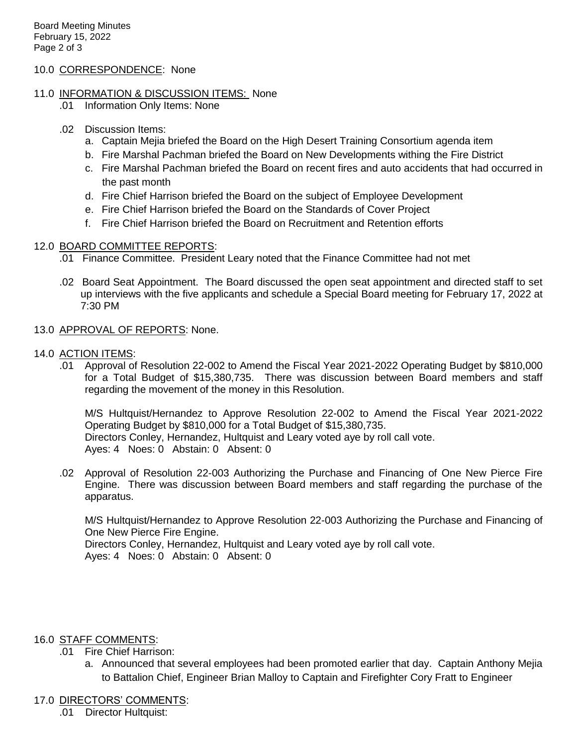10.0 CORRESPONDENCE: None

11.0 INFORMATION & DISCUSSION ITEMS: None

.01 Information Only Items: None

.02 Discussion Items:

a. Captain Mejia briefed the Board on the High Desert Training Consortium agenda item
b. Fire Marshal Pachman briefed the Board on New Developments withing the Fire District
c. Fire Marshal Pachman briefed the Board on recent fires and auto accidents that had occurred in the past month
d. Fire Chief Harrison briefed the Board on the subject of Employee Development
e. Fire Chief Harrison briefed the Board on the Standards of Cover Project
f. Fire Chief Harrison briefed the Board on Recruitment and Retention efforts

12.0 BOARD COMMITTEE REPORTS:

.01 Finance Committee. President Leary noted that the Finance Committee had not met

.02 Board Seat Appointment. The Board discussed the open seat appointment and directed staff to set up interviews with the five applicants and schedule a Special Board meeting for February 17, 2022 at 7:30 PM

13.0 APPROVAL OF REPORTS: None.

14.0 ACTION ITEMS:

.01 Approval of Resolution 22-002 to Amend the Fiscal Year 2021-2022 Operating Budget by $810,000 for a Total Budget of $15,380,735. There was discussion between Board members and staff regarding the movement of the money in this Resolution.

M/S Hultquist/Hernandez to Approve Resolution 22-002 to Amend the Fiscal Year 2021-2022 Operating Budget by $810,000 for a Total Budget of $15,380,735.
Directors Conley, Hernandez, Hultquist and Leary voted aye by roll call vote.
Ayes: 4 Noes: 0 Abstain: 0 Absent: 0

.02 Approval of Resolution 22-003 Authorizing the Purchase and Financing of One New Pierce Fire Engine. There was discussion between Board members and staff regarding the purchase of the apparatus.

M/S Hultquist/Hernandez to Approve Resolution 22-003 Authorizing the Purchase and Financing of One New Pierce Fire Engine.
Directors Conley, Hernandez, Hultquist and Leary voted aye by roll call vote.
Ayes: 4 Noes: 0 Abstain: 0 Absent: 0

16.0 STAFF COMMENTS:

.01 Fire Chief Harrison:

a. Announced that several employees had been promoted earlier that day. Captain Anthony Mejia to Battalion Chief, Engineer Brian Malloy to Captain and Firefighter Cory Fratt to Engineer

17.0 DIRECTORS' COMMENTS:

.01 Director Hultquist: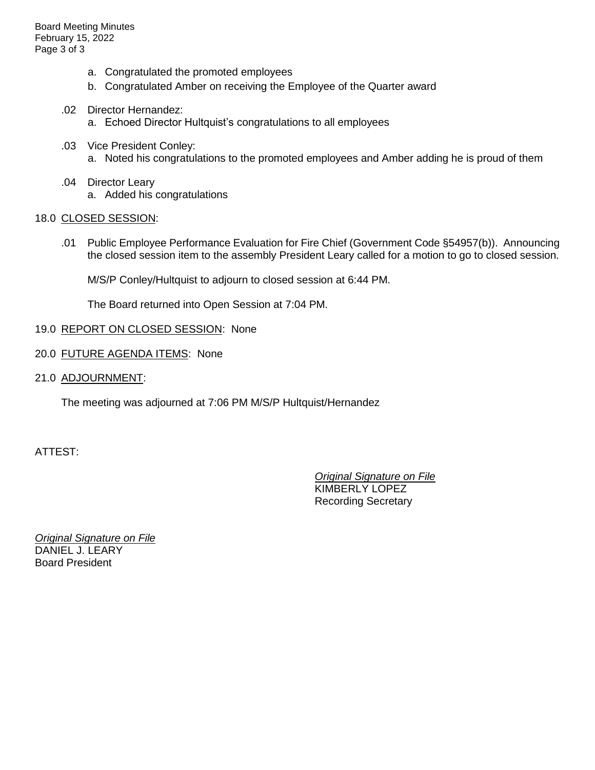a. Congratulated the promoted employees
   b. Congratulated Amber on receiving the Employee of the Quarter award

.02 Director Hernandez:
   a. Echoed Director Hultquist's congratulations to all employees

.03 Vice President Conley:
   a. Noted his congratulations to the promoted employees and Amber adding he is proud of them

.04 Director Leary
   a. Added his congratulations

18.0 <u>CLOSED SESSION</u>:

.01 Public Employee Performance Evaluation for Fire Chief (Government Code §54957(b)). Announcing the closed session item to the assembly President Leary called for a motion to go to closed session.

M/S/P Conley/Hultquist to adjourn to closed session at 6:44 PM.

The Board returned into Open Session at 7:04 PM.

19.0 <u>REPORT ON CLOSED SESSION</u>: None

20.0 <u>FUTURE AGENDA ITEMS</u>: None

21.0 <u>ADJOURNMENT</u>:

The meeting was adjourned at 7:06 PM M/S/P Hultquist/Hernandez

ATTEST:

*<u>Original Signature on File</u>*
KIMBERLY LOPEZ
Recording Secretary

*<u>Original Signature on File</u>*
DANIEL J. LEARY
Board President